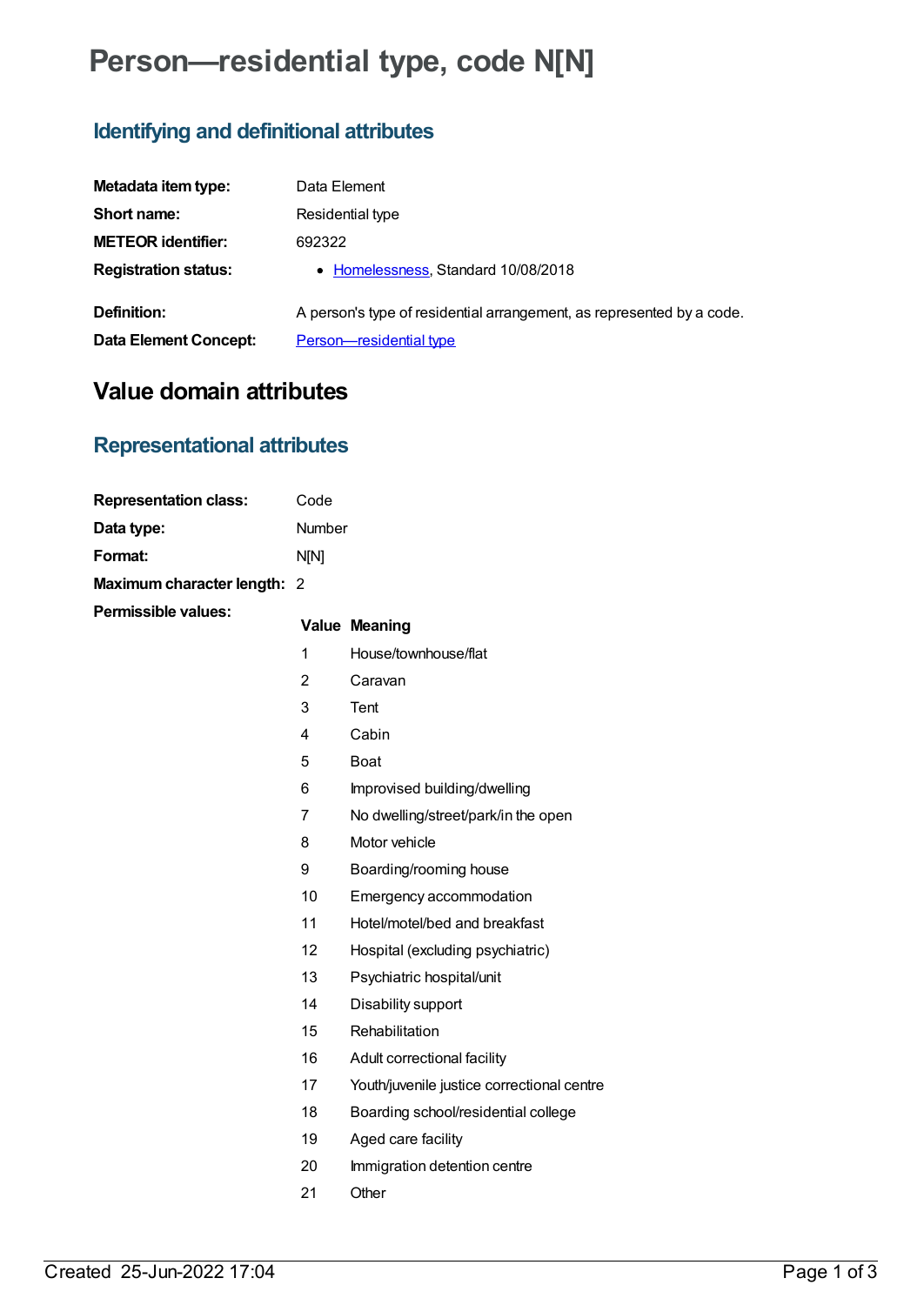# Person—residential type, code N[N]

## Identifying and definitional attributes

| | |
|---|---|
| **Metadata item type:** | Data Element |
| **Short name:** | Residential type |
| **METEOR identifier:** | 692322 |
| **Registration status:** | • Homelessness, Standard 10/08/2018 |
| **Definition:** | A person's type of residential arrangement, as represented by a code. |
| **Data Element Concept:** | Person—residential type |

# Value domain attributes

## Representational attributes

| | |
|---|---|
| **Representation class:** | Code |
| **Data type:** | Number |
| **Format:** | N[N] |
| **Maximum character length:** | 2 |

**Permissible values:**

| Value | Meaning |
|---|---|
| 1 | House/townhouse/flat |
| 2 | Caravan |
| 3 | Tent |
| 4 | Cabin |
| 5 | Boat |
| 6 | Improvised building/dwelling |
| 7 | No dwelling/street/park/in the open |
| 8 | Motor vehicle |
| 9 | Boarding/rooming house |
| 10 | Emergency accommodation |
| 11 | Hotel/motel/bed and breakfast |
| 12 | Hospital (excluding psychiatric) |
| 13 | Psychiatric hospital/unit |
| 14 | Disability support |
| 15 | Rehabilitation |
| 16 | Adult correctional facility |
| 17 | Youth/juvenile justice correctional centre |
| 18 | Boarding school/residential college |
| 19 | Aged care facility |
| 20 | Immigration detention centre |
| 21 | Other |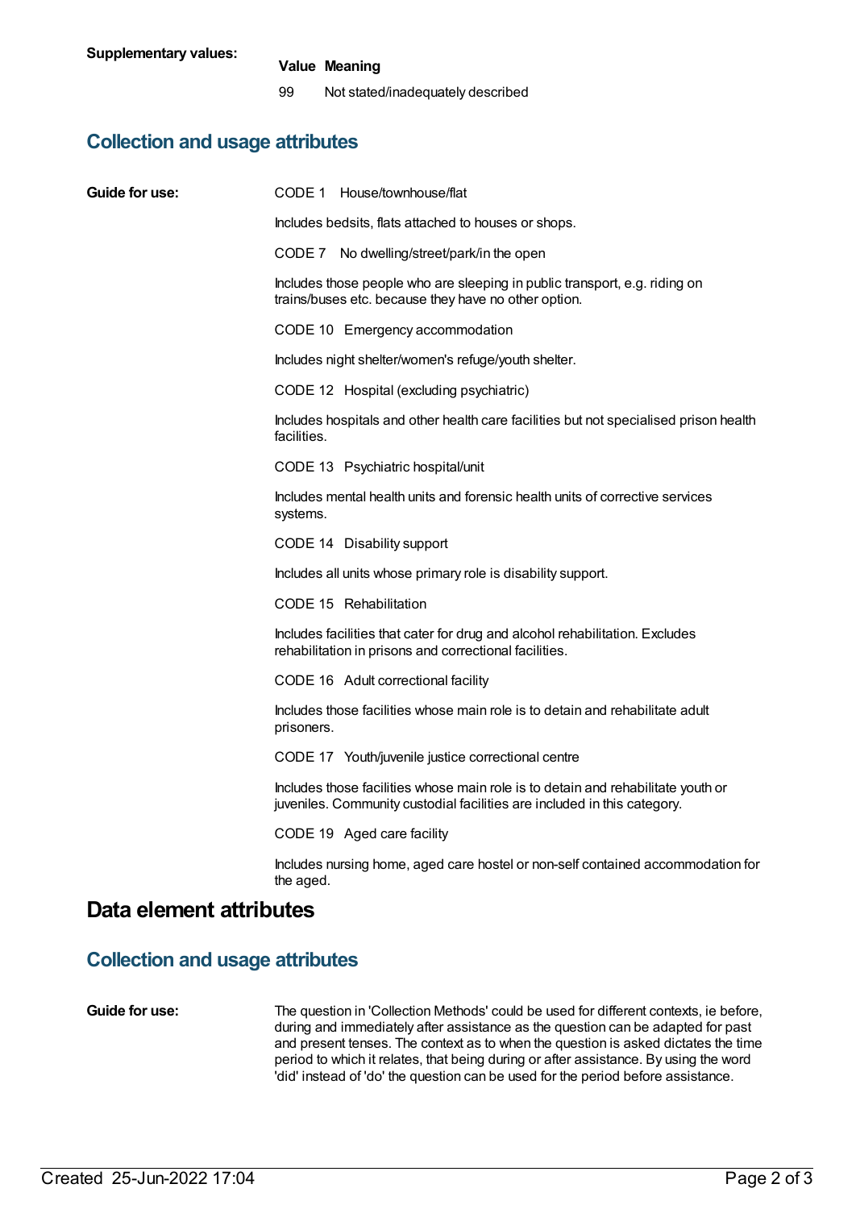**Supplementary values:**

| Value | Meaning |
|---|---|
| 99 | Not stated/inadequately described |

## Collection and usage attributes

**Guide for use:**

CODE 1 House/townhouse/flat

Includes bedsits, flats attached to houses or shops.

CODE 7 No dwelling/street/park/in the open

Includes those people who are sleeping in public transport, e.g. riding on trains/buses etc. because they have no other option.

CODE 10 Emergency accommodation

Includes night shelter/women's refuge/youth shelter.

CODE 12 Hospital (excluding psychiatric)

Includes hospitals and other health care facilities but not specialised prison health facilities.

CODE 13 Psychiatric hospital/unit

Includes mental health units and forensic health units of corrective services systems.

CODE 14 Disability support

Includes all units whose primary role is disability support.

CODE 15 Rehabilitation

Includes facilities that cater for drug and alcohol rehabilitation. Excludes rehabilitation in prisons and correctional facilities.

CODE 16 Adult correctional facility

Includes those facilities whose main role is to detain and rehabilitate adult prisoners.

CODE 17 Youth/juvenile justice correctional centre

Includes those facilities whose main role is to detain and rehabilitate youth or juveniles. Community custodial facilities are included in this category.

CODE 19 Aged care facility

Includes nursing home, aged care hostel or non-self contained accommodation for the aged.

# Data element attributes

## Collection and usage attributes

**Guide for use:**

The question in 'Collection Methods' could be used for different contexts, ie before, during and immediately after assistance as the question can be adapted for past and present tenses. The context as to when the question is asked dictates the time period to which it relates, that being during or after assistance. By using the word 'did' instead of 'do' the question can be used for the period before assistance.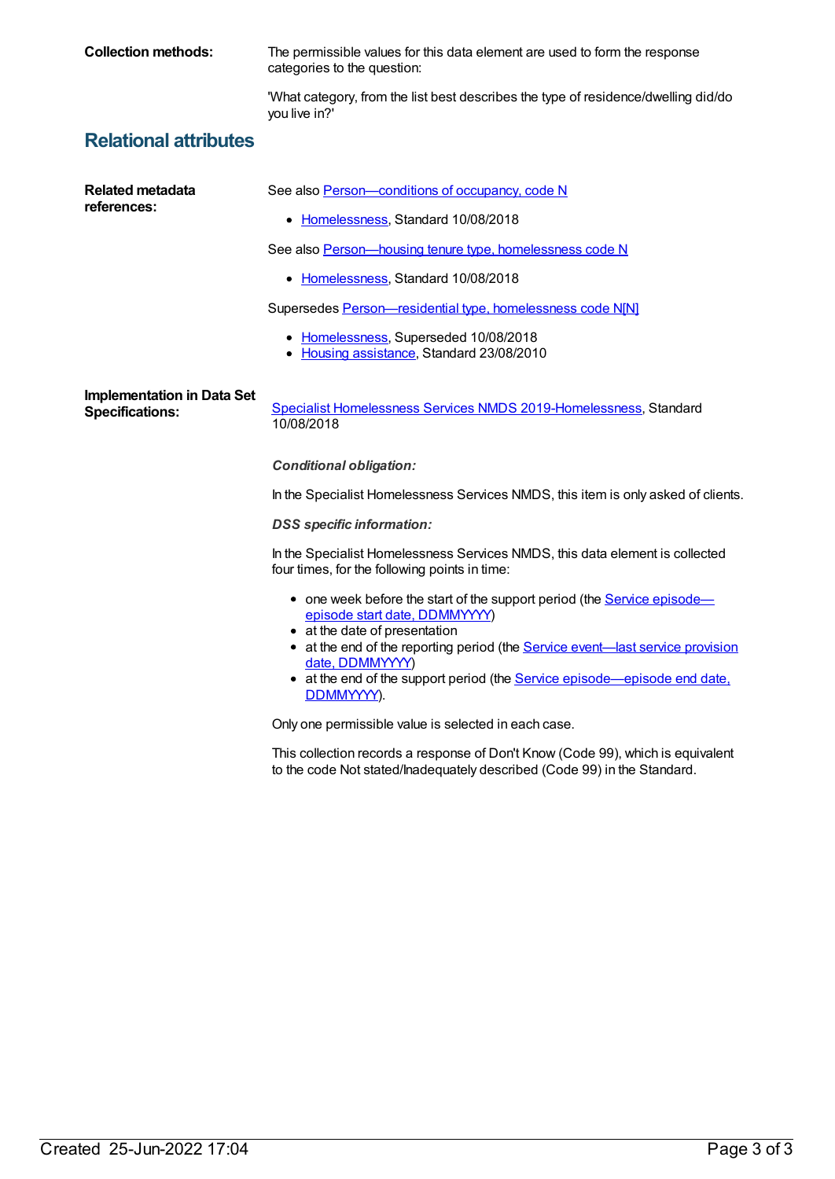**Collection methods:** The permissible values for this data element are used to form the response categories to the question:

'What category, from the list best describes the type of residence/dwelling did/do you live in?'

## Relational attributes

**Related metadata references:**

See also Person—conditions of occupancy, code N

- Homelessness, Standard 10/08/2018

See also Person—housing tenure type, homelessness code N

- Homelessness, Standard 10/08/2018

Supersedes Person—residential type, homelessness code N[N]

- Homelessness, Superseded 10/08/2018
- Housing assistance, Standard 23/08/2010

**Implementation in Data Set Specifications:**

Specialist Homelessness Services NMDS 2019-Homelessness, Standard 10/08/2018

***Conditional obligation:***

In the Specialist Homelessness Services NMDS, this item is only asked of clients.

***DSS specific information:***

In the Specialist Homelessness Services NMDS, this data element is collected four times, for the following points in time:

- one week before the start of the support period (the Service episode—episode start date, DDMMYYYY)
- at the date of presentation
- at the end of the reporting period (the Service event—last service provision date, DDMMYYYY)
- at the end of the support period (the Service episode—episode end date, DDMMYYYY).

Only one permissible value is selected in each case.

This collection records a response of Don't Know (Code 99), which is equivalent to the code Not stated/Inadequately described (Code 99) in the Standard.